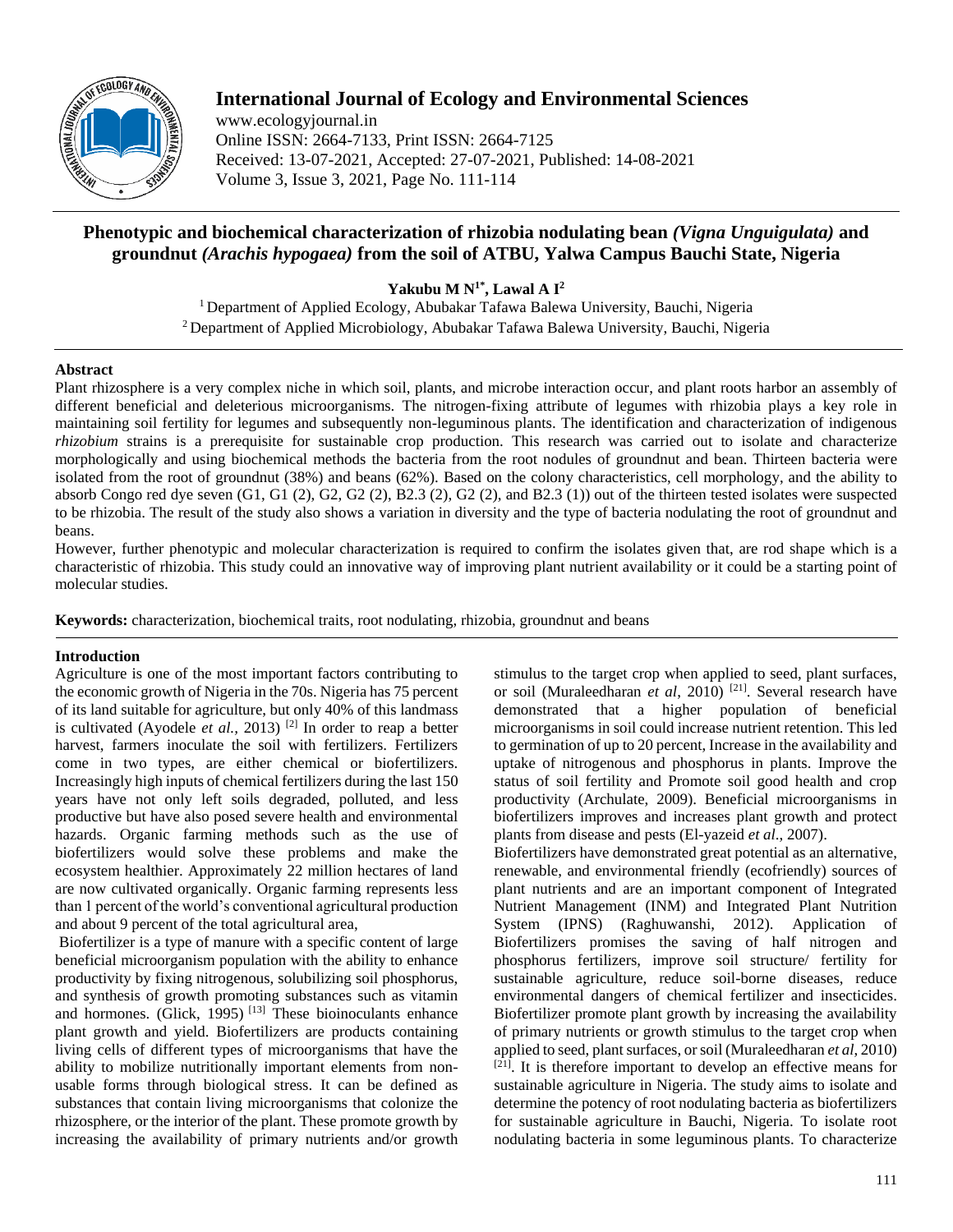# Phenotypic and biochemical characterization of rhizobia nodulating bean *(Vigna Unguigulata)* and groundnut *(Arachis hypogaea)* from the soil of ATBU, Yalwa Campus Bauchi State, Nigeria

**Yakubu M N[1*], Lawal A I[2]**

[1] Department of Applied Ecology, Abubakar Tafawa Balewa University, Bauchi, Nigeria
[2] Department of Applied Microbiology, Abubakar Tafawa Balewa University, Bauchi, Nigeria

## Abstract

Plant rhizosphere is a very complex niche in which soil, plants, and microbe interaction occur, and plant roots harbor an assembly of different beneficial and deleterious microorganisms. The nitrogen-fixing attribute of legumes with rhizobia plays a key role in maintaining soil fertility for legumes and subsequently non-leguminous plants. The identification and characterization of indigenous *rhizobium* strains is a prerequisite for sustainable crop production. This research was carried out to isolate and characterize morphologically and using biochemical methods the bacteria from the root nodules of groundnut and bean. Thirteen bacteria were isolated from the root of groundnut (38%) and beans (62%). Based on the colony characteristics, cell morphology, and the ability to absorb Congo red dye seven (G1, G1 (2), G2, G2 (2), B2.3 (2), G2 (2), and B2.3 (1)) out of the thirteen tested isolates were suspected to be rhizobia. The result of the study also shows a variation in diversity and the type of bacteria nodulating the root of groundnut and beans.

However, further phenotypic and molecular characterization is required to confirm the isolates given that, are rod shape which is a characteristic of rhizobia. This study could an innovative way of improving plant nutrient availability or it could be a starting point of molecular studies.

**Keywords:** characterization, biochemical traits, root nodulating, rhizobia, groundnut and beans

## Introduction

Agriculture is one of the most important factors contributing to the economic growth of Nigeria in the 70s. Nigeria has 75 percent of its land suitable for agriculture, but only 40% of this landmass is cultivated (Ayodele *et al.,* 2013) [2] In order to reap a better harvest, farmers inoculate the soil with fertilizers. Fertilizers come in two types, are either chemical or biofertilizers. Increasingly high inputs of chemical fertilizers during the last 150 years have not only left soils degraded, polluted, and less productive but have also posed severe health and environmental hazards. Organic farming methods such as the use of biofertilizers would solve these problems and make the ecosystem healthier. Approximately 22 million hectares of land are now cultivated organically. Organic farming represents less than 1 percent of the world's conventional agricultural production and about 9 percent of the total agricultural area,

Biofertilizer is a type of manure with a specific content of large beneficial microorganism population with the ability to enhance productivity by fixing nitrogenous, solubilizing soil phosphorus, and synthesis of growth promoting substances such as vitamin and hormones. (Glick, 1995) [13] These bioinoculants enhance plant growth and yield. Biofertilizers are products containing living cells of different types of microorganisms that have the ability to mobilize nutritionally important elements from non-usable forms through biological stress. It can be defined as substances that contain living microorganisms that colonize the rhizosphere, or the interior of the plant. These promote growth by increasing the availability of primary nutrients and/or growth stimulus to the target crop when applied to seed, plant surfaces, or soil (Muraleedharan *et al*, 2010) [21]. Several research have demonstrated that a higher population of beneficial microorganisms in soil could increase nutrient retention. This led to germination of up to 20 percent, Increase in the availability and uptake of nitrogenous and phosphorus in plants. Improve the status of soil fertility and Promote soil good health and crop productivity (Archulate, 2009). Beneficial microorganisms in biofertilizers improves and increases plant growth and protect plants from disease and pests (El-yazeid *et al*., 2007).

Biofertilizers have demonstrated great potential as an alternative, renewable, and environmental friendly (ecofriendly) sources of plant nutrients and are an important component of Integrated Nutrient Management (INM) and Integrated Plant Nutrition System (IPNS) (Raghuwanshi, 2012). Application of Biofertilizers promises the saving of half nitrogen and phosphorus fertilizers, improve soil structure/ fertility for sustainable agriculture, reduce soil-borne diseases, reduce environmental dangers of chemical fertilizer and insecticides. Biofertilizer promote plant growth by increasing the availability of primary nutrients or growth stimulus to the target crop when applied to seed, plant surfaces, or soil (Muraleedharan *et al*, 2010) [21]. It is therefore important to develop an effective means for sustainable agriculture in Nigeria. The study aims to isolate and determine the potency of root nodulating bacteria as biofertilizers for sustainable agriculture in Bauchi, Nigeria. To isolate root nodulating bacteria in some leguminous plants. To characterize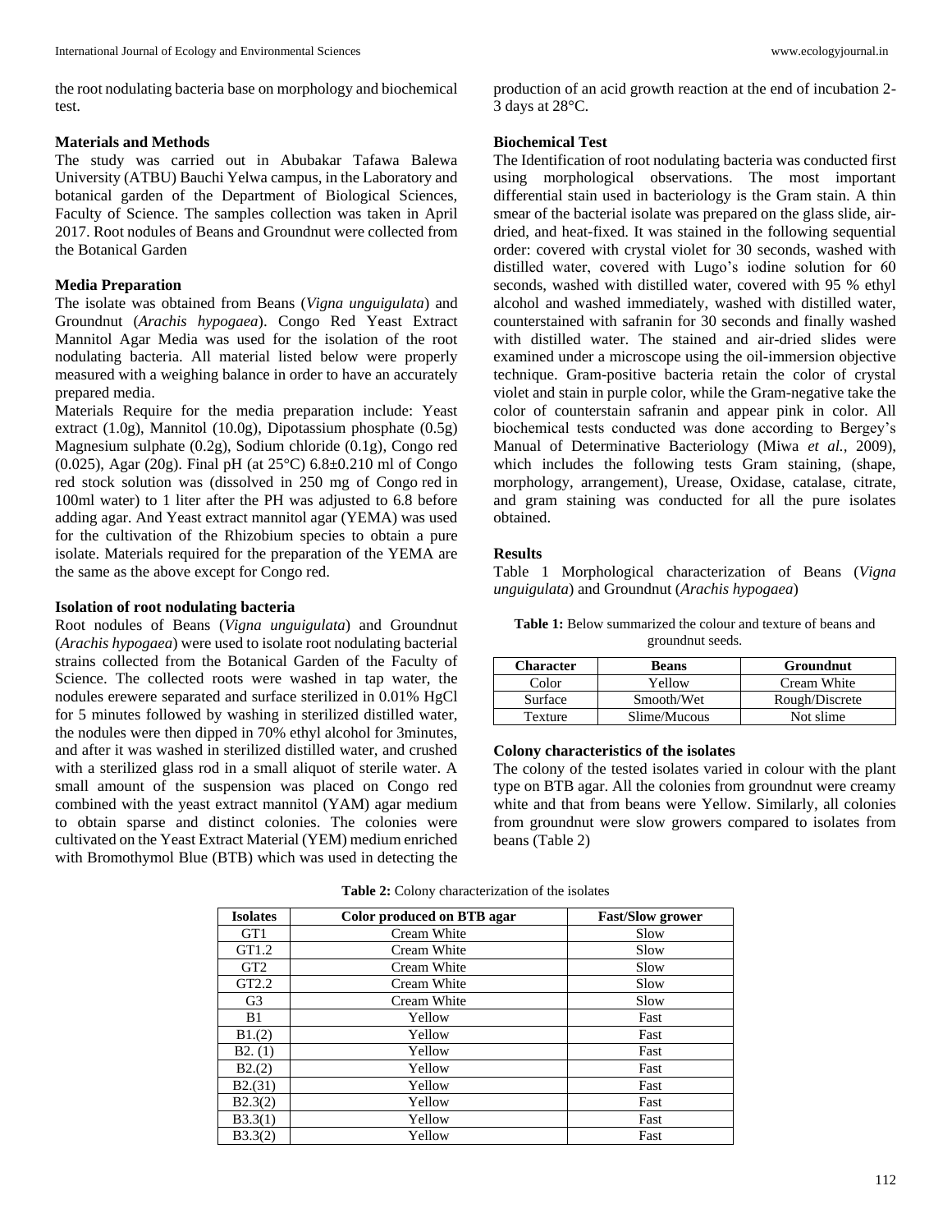the root nodulating bacteria base on morphology and biochemical test.

### Materials and Methods

The study was carried out in Abubakar Tafawa Balewa University (ATBU) Bauchi Yelwa campus, in the Laboratory and botanical garden of the Department of Biological Sciences, Faculty of Science. The samples collection was taken in April 2017. Root nodules of Beans and Groundnut were collected from the Botanical Garden

### Media Preparation

The isolate was obtained from Beans (*Vigna unguigulata*) and Groundnut (*Arachis hypogaea*). Congo Red Yeast Extract Mannitol Agar Media was used for the isolation of the root nodulating bacteria. All material listed below were properly measured with a weighing balance in order to have an accurately prepared media.

Materials Require for the media preparation include: Yeast extract (1.0g), Mannitol (10.0g), Dipotassium phosphate (0.5g) Magnesium sulphate (0.2g), Sodium chloride (0.1g), Congo red (0.025), Agar (20g). Final pH (at 25°C) 6.8±0.210 ml of Congo red stock solution was (dissolved in 250 mg of Congo red in 100ml water) to 1 liter after the PH was adjusted to 6.8 before adding agar. And Yeast extract mannitol agar (YEMA) was used for the cultivation of the Rhizobium species to obtain a pure isolate. Materials required for the preparation of the YEMA are the same as the above except for Congo red.

### Isolation of root nodulating bacteria

Root nodules of Beans (*Vigna unguigulata*) and Groundnut (*Arachis hypogaea*) were used to isolate root nodulating bacterial strains collected from the Botanical Garden of the Faculty of Science. The collected roots were washed in tap water, the nodules erewere separated and surface sterilized in 0.01% HgCl for 5 minutes followed by washing in sterilized distilled water, the nodules were then dipped in 70% ethyl alcohol for 3minutes, and after it was washed in sterilized distilled water, and crushed with a sterilized glass rod in a small aliquot of sterile water. A small amount of the suspension was placed on Congo red combined with the yeast extract mannitol (YAM) agar medium to obtain sparse and distinct colonies. The colonies were cultivated on the Yeast Extract Material (YEM) medium enriched with Bromothymol Blue (BTB) which was used in detecting the production of an acid growth reaction at the end of incubation 2-3 days at 28°C.

### Biochemical Test

The Identification of root nodulating bacteria was conducted first using morphological observations. The most important differential stain used in bacteriology is the Gram stain. A thin smear of the bacterial isolate was prepared on the glass slide, air-dried, and heat-fixed. It was stained in the following sequential order: covered with crystal violet for 30 seconds, washed with distilled water, covered with Lugo's iodine solution for 60 seconds, washed with distilled water, covered with 95 % ethyl alcohol and washed immediately, washed with distilled water, counterstained with safranin for 30 seconds and finally washed with distilled water. The stained and air-dried slides were examined under a microscope using the oil-immersion objective technique. Gram-positive bacteria retain the color of crystal violet and stain in purple color, while the Gram-negative take the color of counterstain safranin and appear pink in color. All biochemical tests conducted was done according to Bergey's Manual of Determinative Bacteriology (Miwa *et al.,* 2009), which includes the following tests Gram staining, (shape, morphology, arrangement), Urease, Oxidase, catalase, citrate, and gram staining was conducted for all the pure isolates obtained.

### Results

Table 1 Morphological characterization of Beans (*Vigna unguigulata*) and Groundnut (*Arachis hypogaea*)

**Table 1:** Below summarized the colour and texture of beans and groundnut seeds.

| Character | Beans | Groundnut |
|---|---|---|
| Color | Yellow | Cream White |
| Surface | Smooth/Wet | Rough/Discrete |
| Texture | Slime/Mucous | Not slime |

### Colony characteristics of the isolates

The colony of the tested isolates varied in colour with the plant type on BTB agar. All the colonies from groundnut were creamy white and that from beans were Yellow. Similarly, all colonies from groundnut were slow growers compared to isolates from beans (Table 2)

**Table 2:** Colony characterization of the isolates

| Isolates | Color produced on BTB agar | Fast/Slow grower |
|---|---|---|
| GT1 | Cream White | Slow |
| GT1.2 | Cream White | Slow |
| GT2 | Cream White | Slow |
| GT2.2 | Cream White | Slow |
| G3 | Cream White | Slow |
| B1 | Yellow | Fast |
| B1.(2) | Yellow | Fast |
| B2. (1) | Yellow | Fast |
| B2.(2) | Yellow | Fast |
| B2.(31) | Yellow | Fast |
| B2.3(2) | Yellow | Fast |
| B3.3(1) | Yellow | Fast |
| B3.3(2) | Yellow | Fast |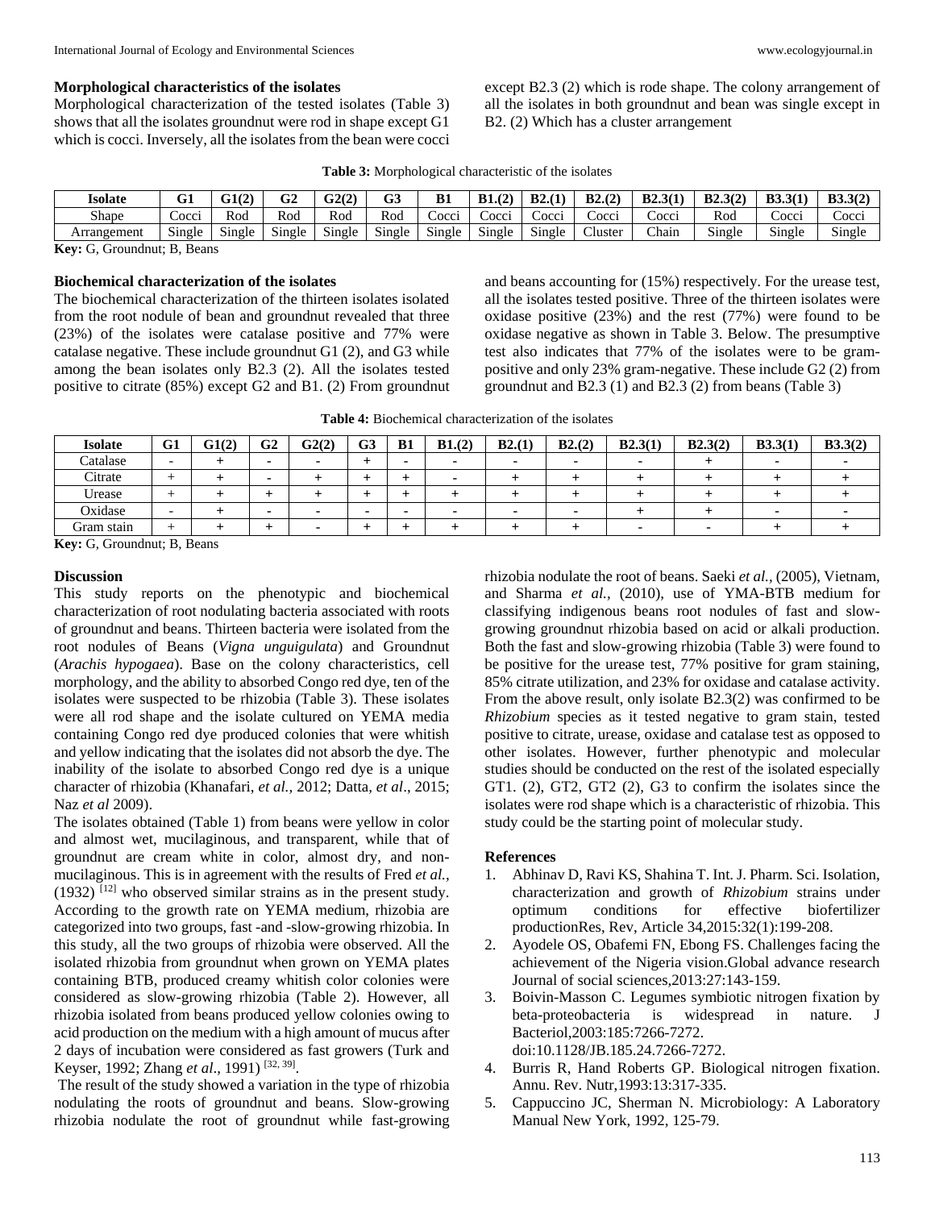### Morphological characteristics of the isolates

Morphological characterization of the tested isolates (Table 3) shows that all the isolates groundnut were rod in shape except G1 which is cocci. Inversely, all the isolates from the bean were cocci except B2.3 (2) which is rode shape. The colony arrangement of all the isolates in both groundnut and bean was single except in B2. (2) Which has a cluster arrangement

**Table 3:** Morphological characteristic of the isolates

| Isolate | G1 | G1(2) | G2 | G2(2) | G3 | B1 | B1.(2) | B2.(1) | B2.(2) | B2.3(1) | B2.3(2) | B3.3(1) | B3.3(2) |
|---|---|---|---|---|---|---|---|---|---|---|---|---|---|
| Shape | Cocci | Rod | Rod | Rod | Rod | Cocci | Cocci | Cocci | Cocci | Cocci | Rod | Cocci | Cocci |
| Arrangement | Single | Single | Single | Single | Single | Single | Single | Single | Cluster | Chain | Single | Single | Single |

**Key:** G, Groundnut; B, Beans

### Biochemical characterization of the isolates

The biochemical characterization of the thirteen isolates isolated from the root nodule of bean and groundnut revealed that three (23%) of the isolates were catalase positive and 77% were catalase negative. These include groundnut G1 (2), and G3 while among the bean isolates only B2.3 (2). All the isolates tested positive to citrate (85%) except G2 and B1. (2) From groundnut and beans accounting for (15%) respectively. For the urease test, all the isolates tested positive. Three of the thirteen isolates were oxidase positive (23%) and the rest (77%) were found to be oxidase negative as shown in Table 3. Below. The presumptive test also indicates that 77% of the isolates were to be gram-positive and only 23% gram-negative. These include G2 (2) from groundnut and B2.3 (1) and B2.3 (2) from beans (Table 3)

**Table 4:** Biochemical characterization of the isolates

| Isolate | G1 | G1(2) | G2 | G2(2) | G3 | B1 | B1.(2) | B2.(1) | B2.(2) | B2.3(1) | B2.3(2) | B3.3(1) | B3.3(2) |
|---|---|---|---|---|---|---|---|---|---|---|---|---|---|
| Catalase | - | + | - | - | + | - | - | - | - | - | + | - | - |
| Citrate | + | + | - | + | + | + | - | + | + | + | + | + | + |
| Urease | + | + | + | + | + | + | + | + | + | + | + | + | + |
| Oxidase | - | + | - | - | - | - | - | - | - | + | + | - | - |
| Gram stain | + | + | + | - | + | + | + | + | + | - | - | + | + |

**Key:** G, Groundnut; B, Beans

### Discussion

This study reports on the phenotypic and biochemical characterization of root nodulating bacteria associated with roots of groundnut and beans. Thirteen bacteria were isolated from the root nodules of Beans (*Vigna unguigulata*) and Groundnut (*Arachis hypogaea*). Base on the colony characteristics, cell morphology, and the ability to absorbed Congo red dye, ten of the isolates were suspected to be rhizobia (Table 3). These isolates were all rod shape and the isolate cultured on YEMA media containing Congo red dye produced colonies that were whitish and yellow indicating that the isolates did not absorb the dye. The inability of the isolate to absorbed Congo red dye is a unique character of rhizobia (Khanafari, *et al.,* 2012; Datta, *et al*., 2015; Naz *et al* 2009).

The isolates obtained (Table 1) from beans were yellow in color and almost wet, mucilaginous, and transparent, while that of groundnut are cream white in color, almost dry, and non-mucilaginous. This is in agreement with the results of Fred *et al.,* (1932) [12] who observed similar strains as in the present study. According to the growth rate on YEMA medium, rhizobia are categorized into two groups, fast -and -slow-growing rhizobia. In this study, all the two groups of rhizobia were observed. All the isolated rhizobia from groundnut when grown on YEMA plates containing BTB, produced creamy whitish color colonies were considered as slow-growing rhizobia (Table 2). However, all rhizobia isolated from beans produced yellow colonies owing to acid production on the medium with a high amount of mucus after 2 days of incubation were considered as fast growers (Turk and Keyser, 1992; Zhang *et al*., 1991) [32, 39].

The result of the study showed a variation in the type of rhizobia nodulating the roots of groundnut and beans. Slow-growing rhizobia nodulate the root of groundnut while fast-growing rhizobia nodulate the root of beans. Saeki *et al.,* (2005), Vietnam, and Sharma *et al.,* (2010), use of YMA-BTB medium for classifying indigenous beans root nodules of fast and slow-growing groundnut rhizobia based on acid or alkali production. Both the fast and slow-growing rhizobia (Table 3) were found to be positive for the urease test, 77% positive for gram staining, 85% citrate utilization, and 23% for oxidase and catalase activity. From the above result, only isolate B2.3(2) was confirmed to be *Rhizobium* species as it tested negative to gram stain, tested positive to citrate, urease, oxidase and catalase test as opposed to other isolates. However, further phenotypic and molecular studies should be conducted on the rest of the isolated especially GT1. (2), GT2, GT2 (2), G3 to confirm the isolates since the isolates were rod shape which is a characteristic of rhizobia. This study could be the starting point of molecular study.

### References

1. Abhinav D, Ravi KS, Shahina T. Int. J. Pharm. Sci. Isolation, characterization and growth of *Rhizobium* strains under optimum conditions for effective biofertilizer productionRes, Rev, Article 34,2015:32(1):199-208.
2. Ayodele OS, Obafemi FN, Ebong FS. Challenges facing the achievement of the Nigeria vision.Global advance research Journal of social sciences,2013:27:143-159.
3. Boivin-Masson C. Legumes symbiotic nitrogen fixation by beta-proteobacteria is widespread in nature. J Bacteriol,2003:185:7266-7272. doi:10.1128/JB.185.24.7266-7272.
4. Burris R, Hand Roberts GP. Biological nitrogen fixation. Annu. Rev. Nutr,1993:13:317-335.
5. Cappuccino JC, Sherman N. Microbiology: A Laboratory Manual New York, 1992, 125-79.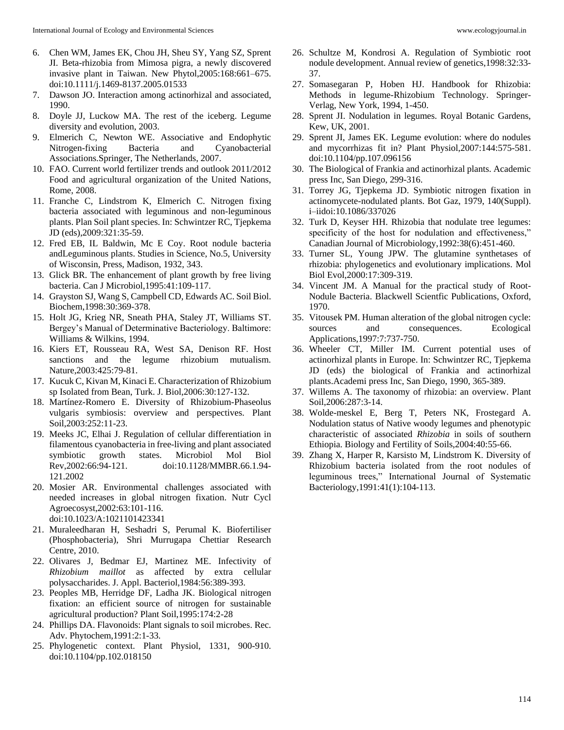6. Chen WM, James EK, Chou JH, Sheu SY, Yang SZ, Sprent JI. Beta-rhizobia from Mimosa pigra, a newly discovered invasive plant in Taiwan. New Phytol,2005:168:661–675. doi:10.1111/j.1469-8137.2005.01533
7. Dawson JO. Interaction among actinorhizal and associated, 1990.
8. Doyle JJ, Luckow MA. The rest of the iceberg. Legume diversity and evolution, 2003.
9. Elmerich C, Newton WE. Associative and Endophytic Nitrogen-fixing Bacteria and Cyanobacterial Associations.Springer, The Netherlands, 2007.
10. FAO. Current world fertilizer trends and outlook 2011/2012 Food and agricultural organization of the United Nations, Rome, 2008.
11. Franche C, Lindstrom K, Elmerich C. Nitrogen fixing bacteria associated with leguminous and non-leguminous plants. Plan Soil plant species. In: Schwintzer RC, Tjepkema JD (eds),2009:321:35-59.
12. Fred EB, IL Baldwin, Mc E Coy. Root nodule bacteria andLeguminous plants. Studies in Science, No.5, University of Wisconsin, Press, Madison, 1932, 343.
13. Glick BR. The enhancement of plant growth by free living bacteria. Can J Microbiol,1995:41:109-117.
14. Grayston SJ, Wang S, Campbell CD, Edwards AC. Soil Biol. Biochem,1998:30:369-378.
15. Holt JG, Krieg NR, Sneath PHA, Staley JT, Williams ST. Bergey's Manual of Determinative Bacteriology. Baltimore: Williams & Wilkins, 1994.
16. Kiers ET, Rousseau RA, West SA, Denison RF. Host sanctions and the legume rhizobium mutualism. Nature,2003:425:79-81.
17. Kucuk C, Kivan M, Kinaci E. Characterization of Rhizobium sp Isolated from Bean, Turk. J. Biol,2006:30:127-132.
18. Martínez-Romero E. Diversity of Rhizobium-Phaseolus vulgaris symbiosis: overview and perspectives. Plant Soil,2003:252:11-23.
19. Meeks JC, Elhai J. Regulation of cellular differentiation in filamentous cyanobacteria in free-living and plant associated symbiotic growth states. Microbiol Mol Biol Rev,2002:66:94-121. doi:10.1128/MMBR.66.1.94-121.2002
20. Mosier AR. Environmental challenges associated with needed increases in global nitrogen fixation. Nutr Cycl Agroecosyst,2002:63:101-116. doi:10.1023/A:1021101423341
21. Muraleedharan H, Seshadri S, Perumal K. Biofertiliser (Phosphobacteria), Shri Murrugapa Chettiar Research Centre, 2010.
22. Olivares J, Bedmar EJ, Martinez ME. Infectivity of *Rhizobium maillot* as affected by extra cellular polysaccharides. J. Appl. Bacteriol,1984:56:389-393.
23. Peoples MB, Herridge DF, Ladha JK. Biological nitrogen fixation: an efficient source of nitrogen for sustainable agricultural production? Plant Soil,1995:174:2-28
24. Phillips DA. Flavonoids: Plant signals to soil microbes. Rec. Adv. Phytochem,1991:2:1-33.
25. Phylogenetic context. Plant Physiol, 1331, 900-910. doi:10.1104/pp.102.018150
26. Schultze M, Kondrosi A. Regulation of Symbiotic root nodule development. Annual review of genetics,1998:32:33-37.
27. Somasegaran P, Hoben HJ. Handbook for Rhizobia: Methods in legume-Rhizobium Technology. Springer-Verlag, New York, 1994, 1-450.
28. Sprent JI. Nodulation in legumes. Royal Botanic Gardens, Kew, UK, 2001.
29. Sprent JI, James EK. Legume evolution: where do nodules and mycorrhizas fit in? Plant Physiol,2007:144:575-581. doi:10.1104/pp.107.096156
30. The Biological of Frankia and actinorhizal plants. Academic press Inc, San Diego, 299-316.
31. Torrey JG, Tjepkema JD. Symbiotic nitrogen fixation in actinomycete-nodulated plants. Bot Gaz, 1979, 140(Suppl). i–iidoi:10.1086/337026
32. Turk D, Keyser HH. Rhizobia that nodulate tree legumes: specificity of the host for nodulation and effectiveness," Canadian Journal of Microbiology,1992:38(6):451-460.
33. Turner SL, Young JPW. The glutamine synthetases of rhizobia: phylogenetics and evolutionary implications. Mol Biol Evol,2000:17:309-319.
34. Vincent JM. A Manual for the practical study of Root-Nodule Bacteria. Blackwell Scientfic Publications, Oxford, 1970.
35. Vitousek PM. Human alteration of the global nitrogen cycle: sources and consequences. Ecological Applications,1997:7:737-750.
36. Wheeler CT, Miller IM. Current potential uses of actinorhizal plants in Europe. In: Schwintzer RC, Tjepkema JD (eds) the biological of Frankia and actinorhizal plants.Academi press Inc, San Diego, 1990, 365-389.
37. Willems A. The taxonomy of rhizobia: an overview. Plant Soil,2006:287:3-14.
38. Wolde-meskel E, Berg T, Peters NK, Frostegard A. Nodulation status of Native woody legumes and phenotypic characteristic of associated *Rhizobia* in soils of southern Ethiopia. Biology and Fertility of Soils,2004:40:55-66.
39. Zhang X, Harper R, Karsisto M, Lindstrom K. Diversity of Rhizobium bacteria isolated from the root nodules of leguminous trees," International Journal of Systematic Bacteriology,1991:41(1):104-113.